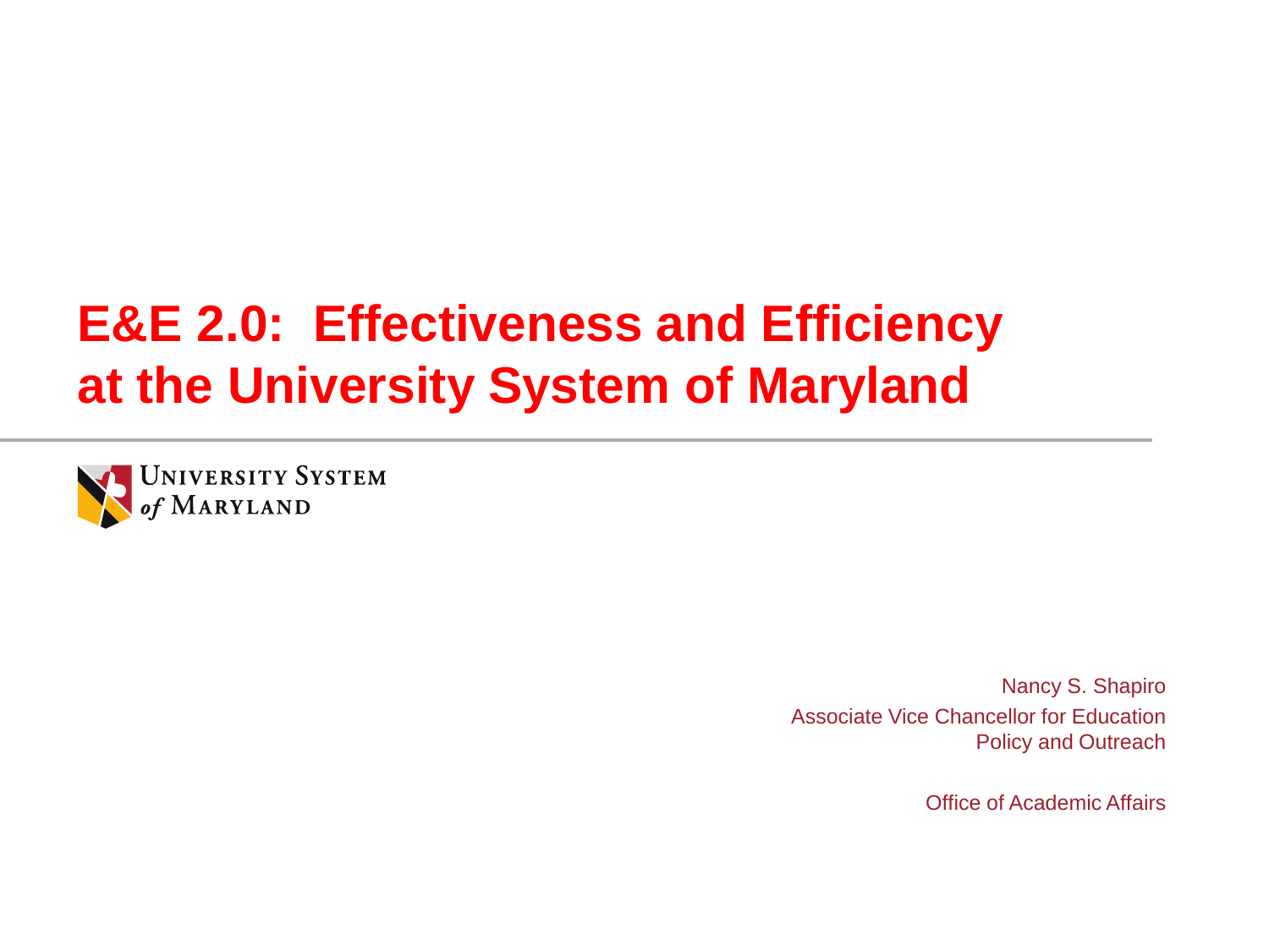# E&E 2.0: Effectiveness and Efficiency at the University System of Maryland

University System of Maryland

Nancy S. Shapiro

Associate Vice Chancellor for Education Policy and Outreach

Office of Academic Affairs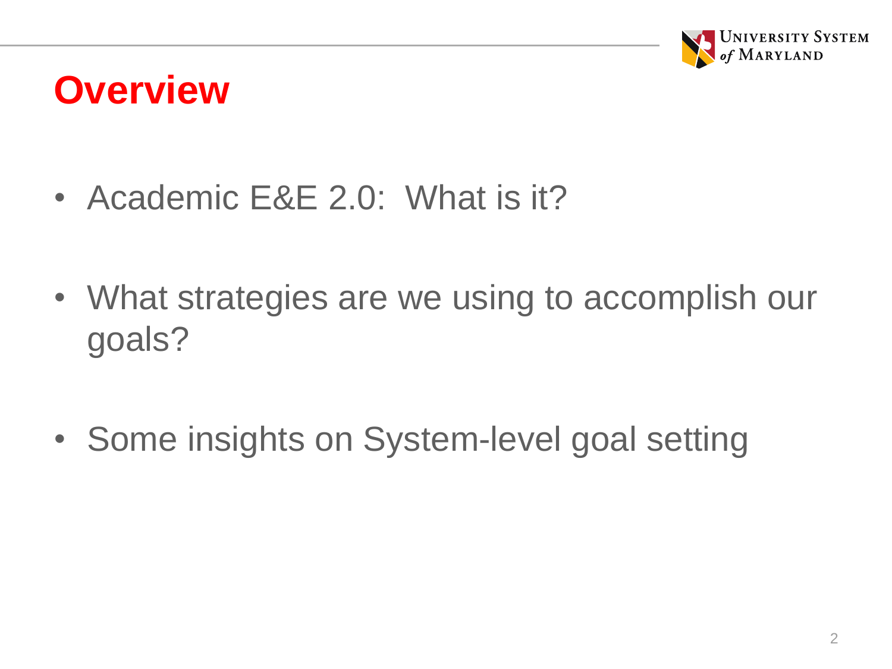# Overview

- Academic E&E 2.0: What is it?
- What strategies are we using to accomplish our goals?
- Some insights on System-level goal setting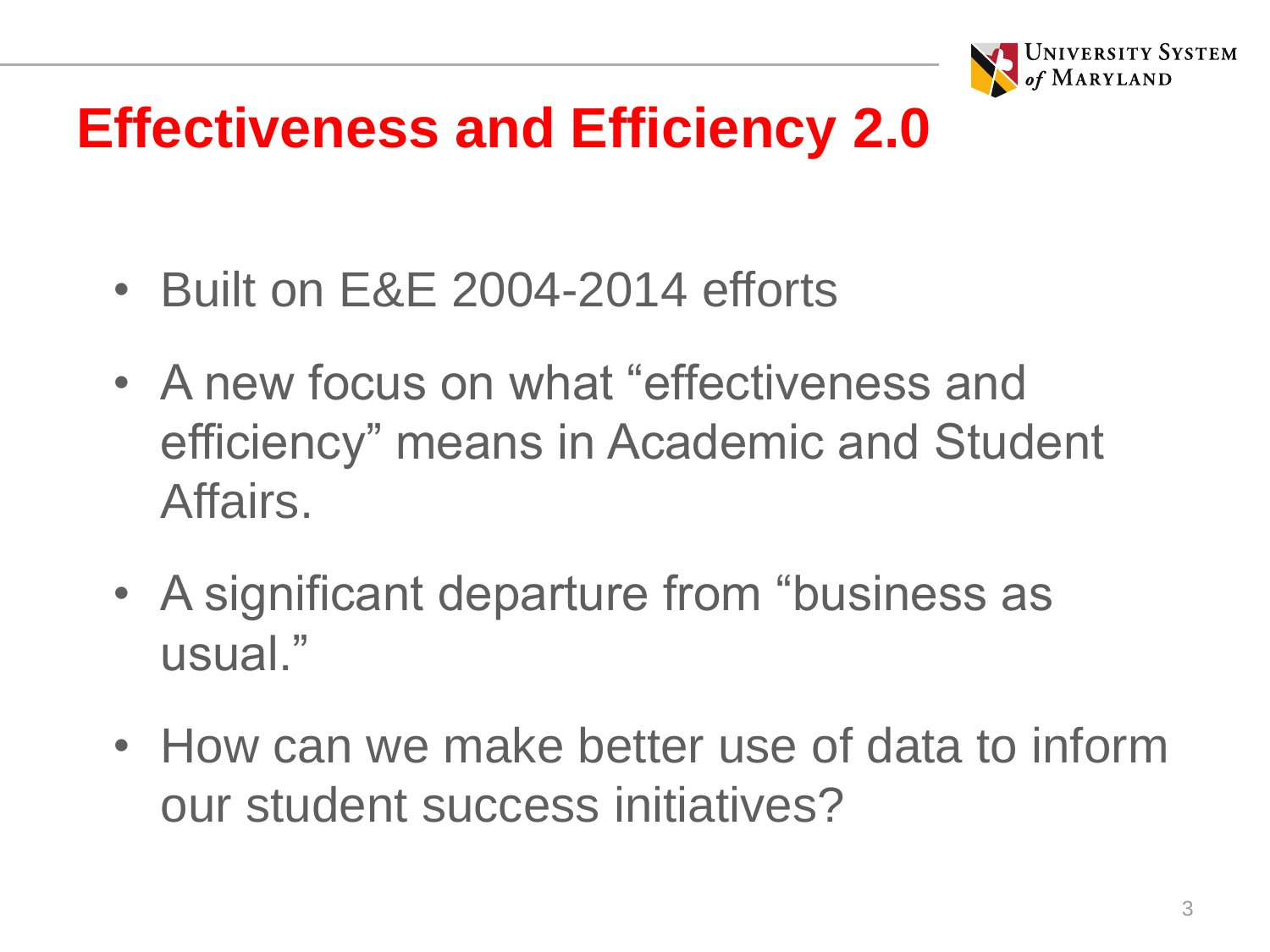# Effectiveness and Efficiency 2.0

- Built on E&E 2004-2014 efforts
- A new focus on what "effectiveness and efficiency" means in Academic and Student Affairs.
- A significant departure from "business as usual."
- How can we make better use of data to inform our student success initiatives?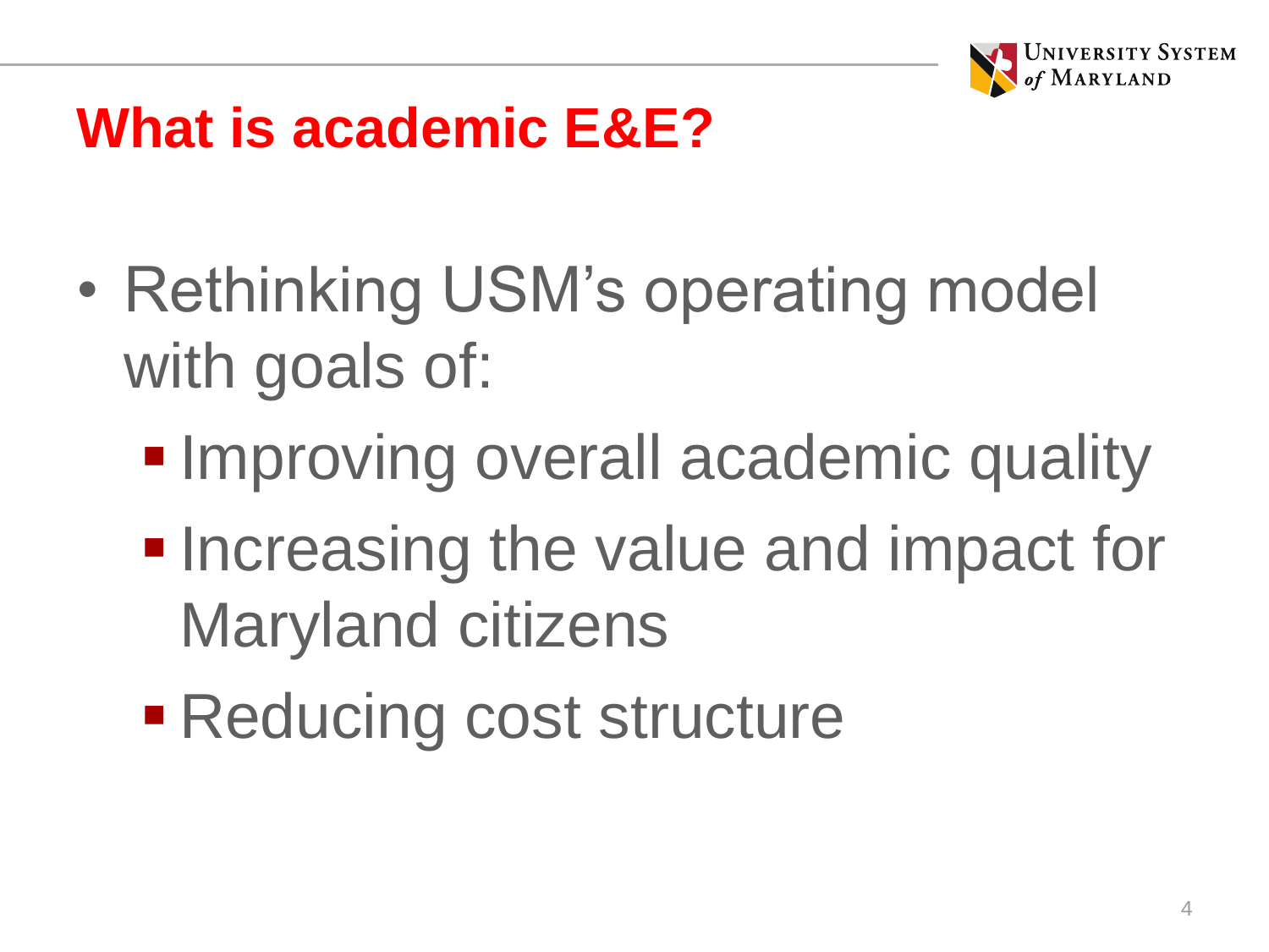# What is academic E&E?

- Rethinking USM's operating model with goals of:
  - Improving overall academic quality
  - Increasing the value and impact for Maryland citizens
  - Reducing cost structure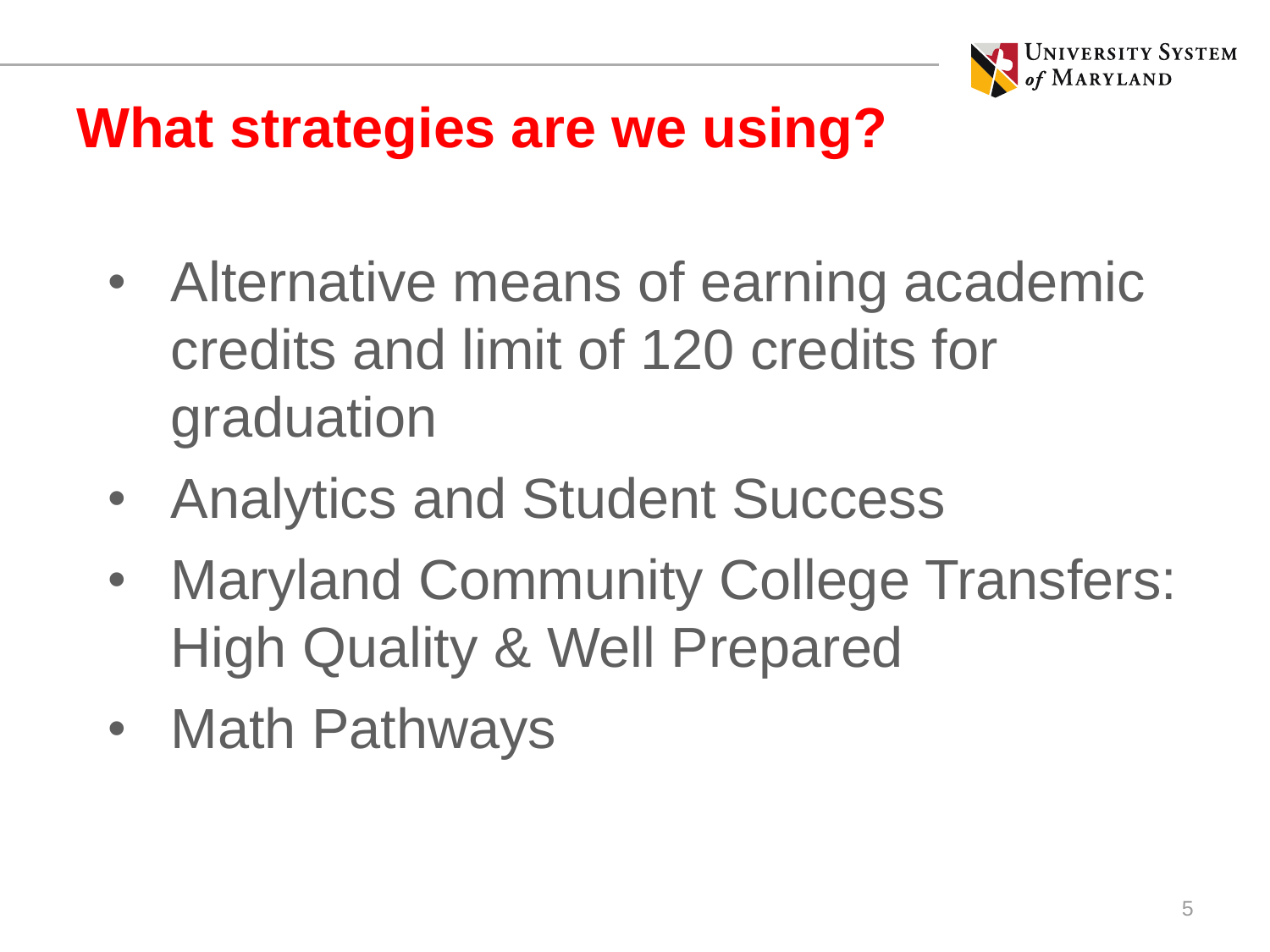# What strategies are we using?

- Alternative means of earning academic credits and limit of 120 credits for graduation
- Analytics and Student Success
- Maryland Community College Transfers: High Quality & Well Prepared
- Math Pathways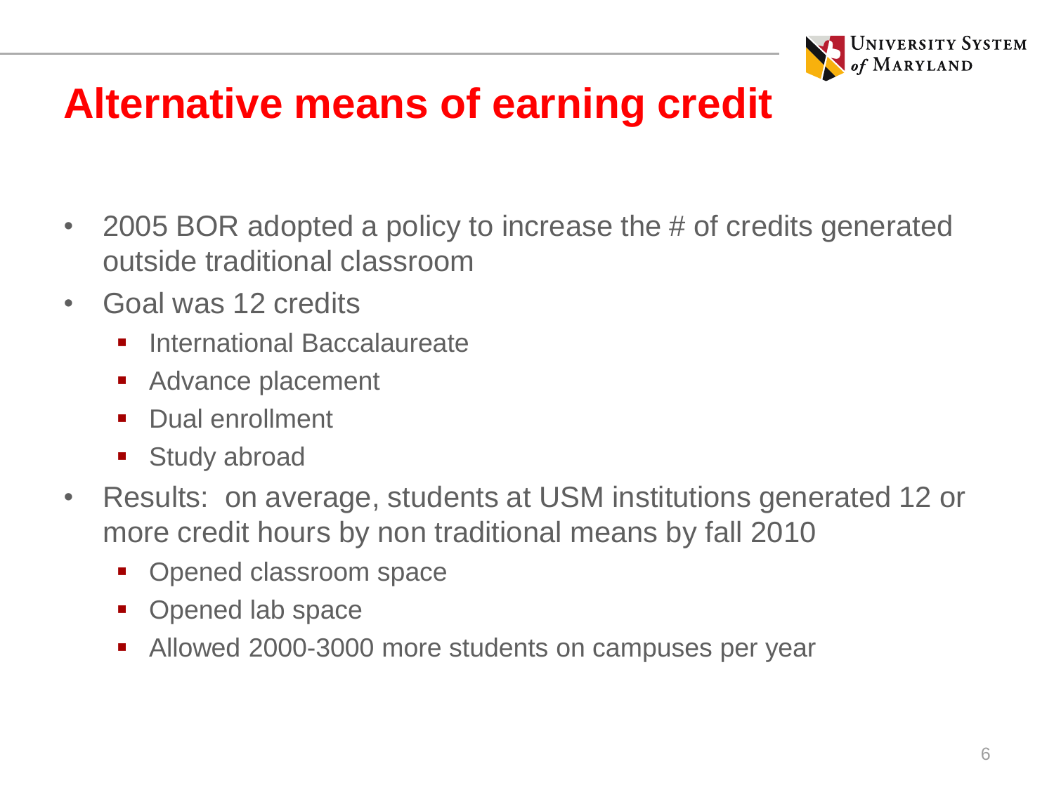# Alternative means of earning credit

- 2005 BOR adopted a policy to increase the # of credits generated outside traditional classroom
- Goal was 12 credits
  - International Baccalaureate
  - Advance placement
  - Dual enrollment
  - Study abroad
- Results: on average, students at USM institutions generated 12 or more credit hours by non traditional means by fall 2010
  - Opened classroom space
  - Opened lab space
  - Allowed 2000-3000 more students on campuses per year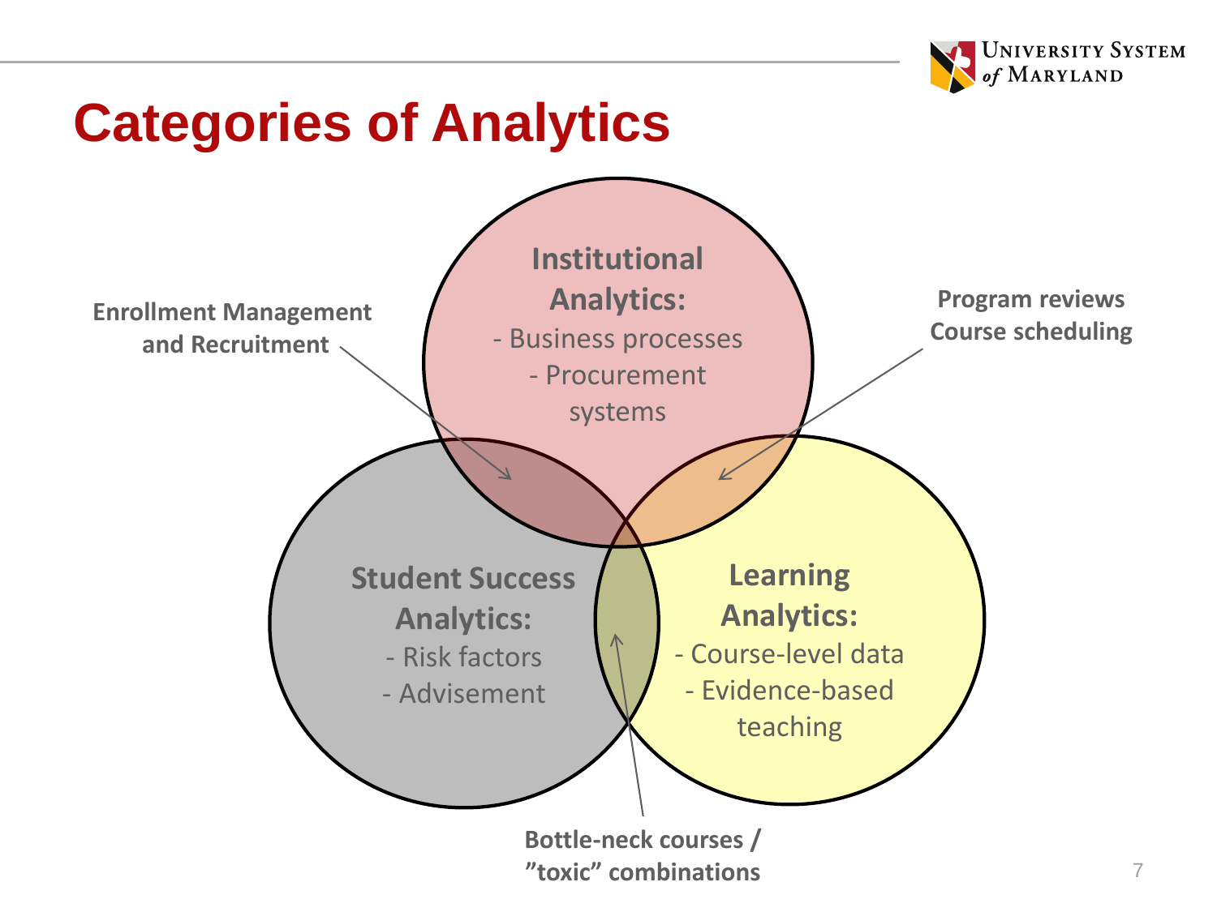# Categories of Analytics

**Institutional Analytics:**
- Business processes
- Procurement systems

**Student Success Analytics:**
- Risk factors
- Advisement

**Learning Analytics:**
- Course-level data
- Evidence-based teaching

**Enrollment Management and Recruitment**

**Program reviews**
**Course scheduling**

**Bottle-neck courses / ”toxic” combinations**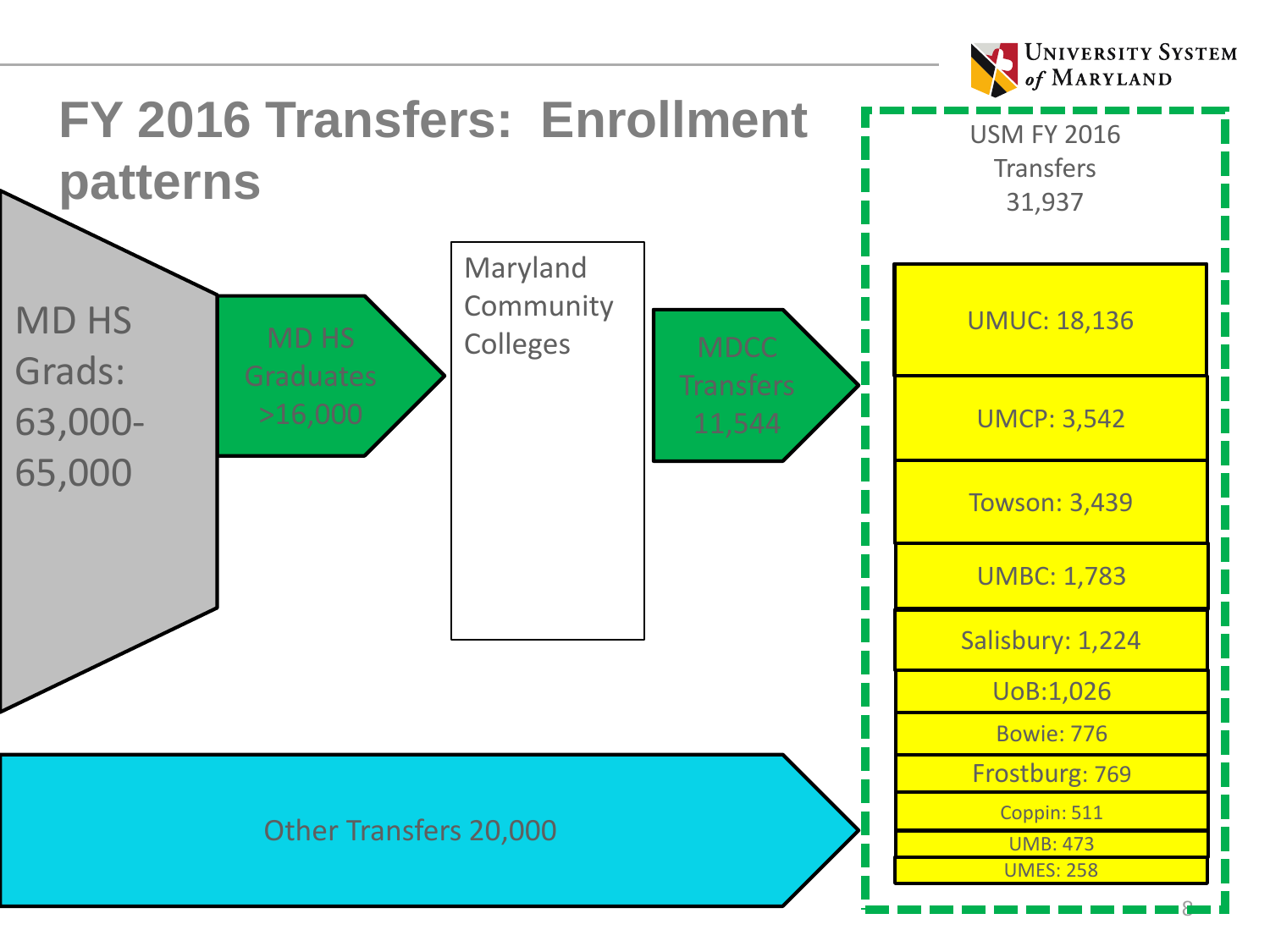# FY 2016 Transfers: Enrollment patterns

MD HS Grads: 63,000-65,000

MD HS Graduates >16,000

Maryland Community Colleges

MDCC Transfers 11,544

Other Transfers 20,000

USM FY 2016 Transfers 31,937

- UMUC: 18,136
- UMCP: 3,542
- Towson: 3,439
- UMBC: 1,783
- Salisbury: 1,224
- UoB:1,026
- Bowie: 776
- Frostburg: 769
- Coppin: 511
- UMB: 473
- UMES: 258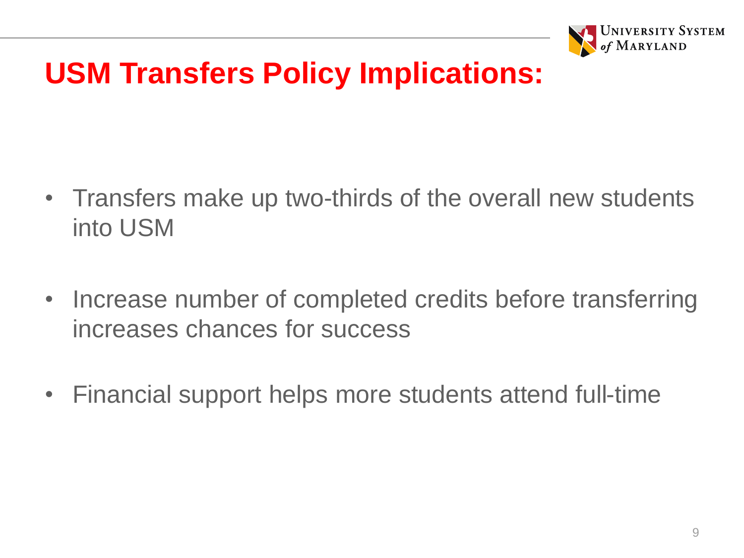# USM Transfers Policy Implications:

- Transfers make up two-thirds of the overall new students into USM
- Increase number of completed credits before transferring increases chances for success
- Financial support helps more students attend full-time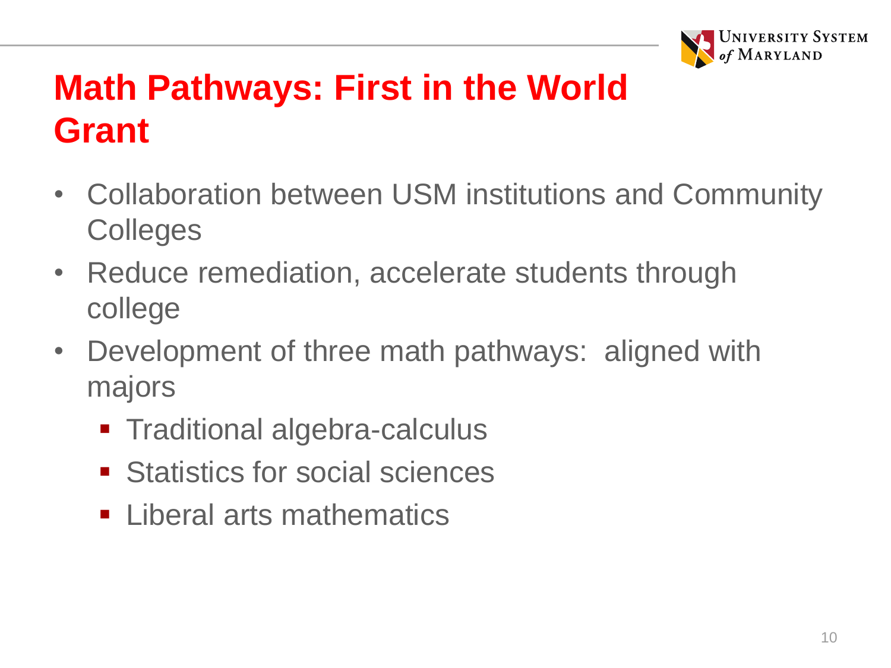# Math Pathways: First in the World Grant

- Collaboration between USM institutions and Community Colleges
- Reduce remediation, accelerate students through college
- Development of three math pathways:  aligned with majors
  - Traditional algebra-calculus
  - Statistics for social sciences
  - Liberal arts mathematics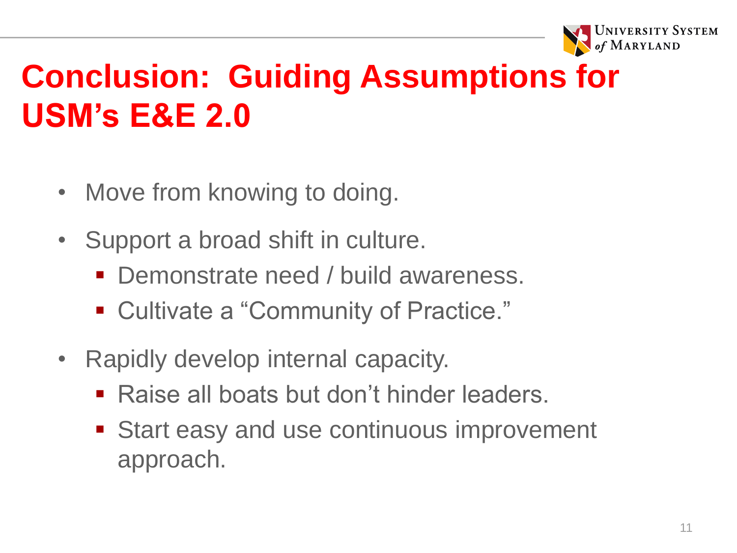# Conclusion: Guiding Assumptions for USM's E&E 2.0

- Move from knowing to doing.
- Support a broad shift in culture.
  - Demonstrate need / build awareness.
  - Cultivate a "Community of Practice."
- Rapidly develop internal capacity.
  - Raise all boats but don't hinder leaders.
  - Start easy and use continuous improvement approach.